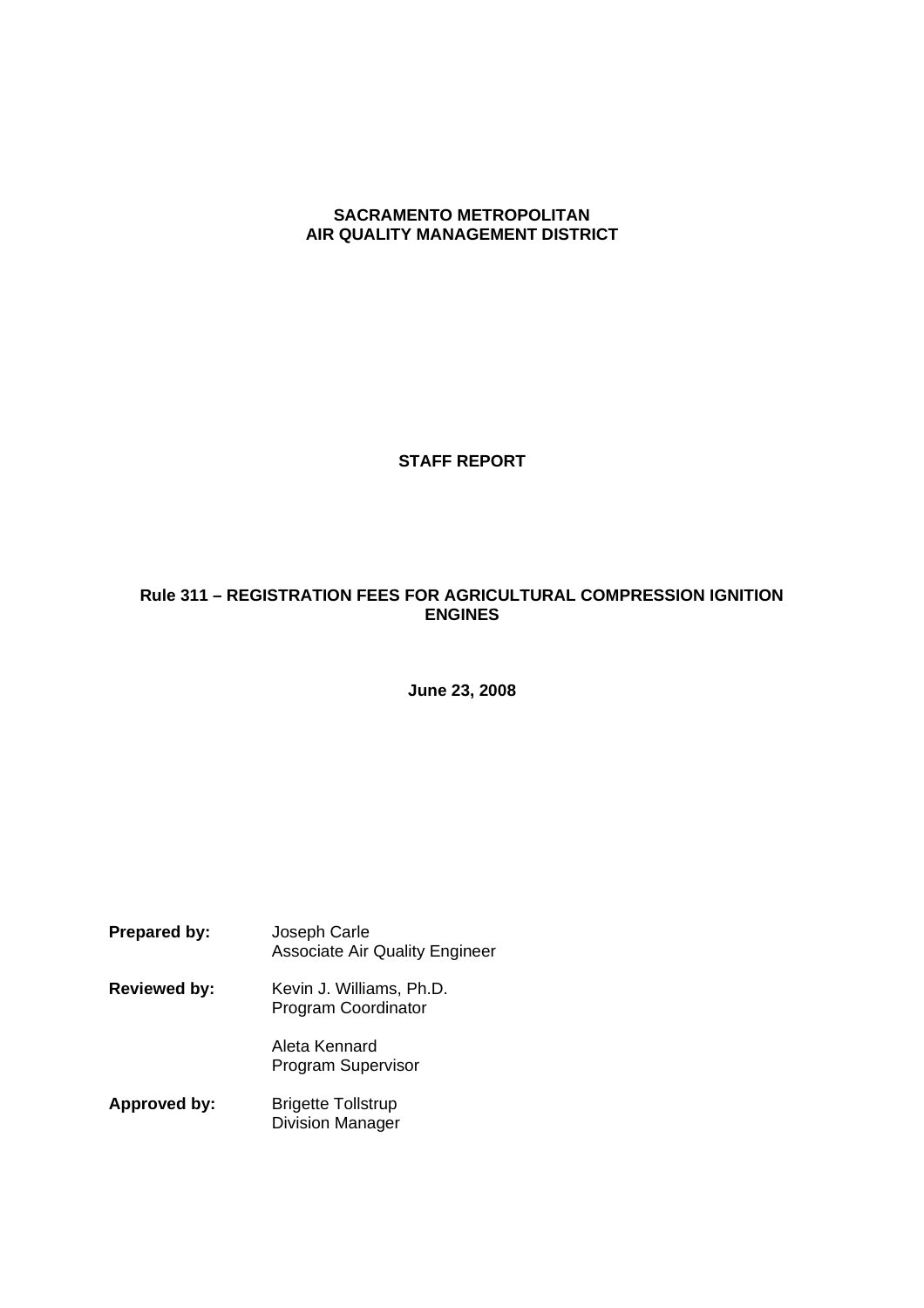**SACRAMENTO METROPOLITAN**
**AIR QUALITY MANAGEMENT DISTRICT**

# STAFF REPORT

## Rule 311 – REGISTRATION FEES FOR AGRICULTURAL COMPRESSION IGNITION ENGINES

**June 23, 2008**

**Prepared by:** Joseph Carle
Associate Air Quality Engineer

**Reviewed by:** Kevin J. Williams, Ph.D.
Program Coordinator

Aleta Kennard
Program Supervisor

**Approved by:** Brigette Tollstrup
Division Manager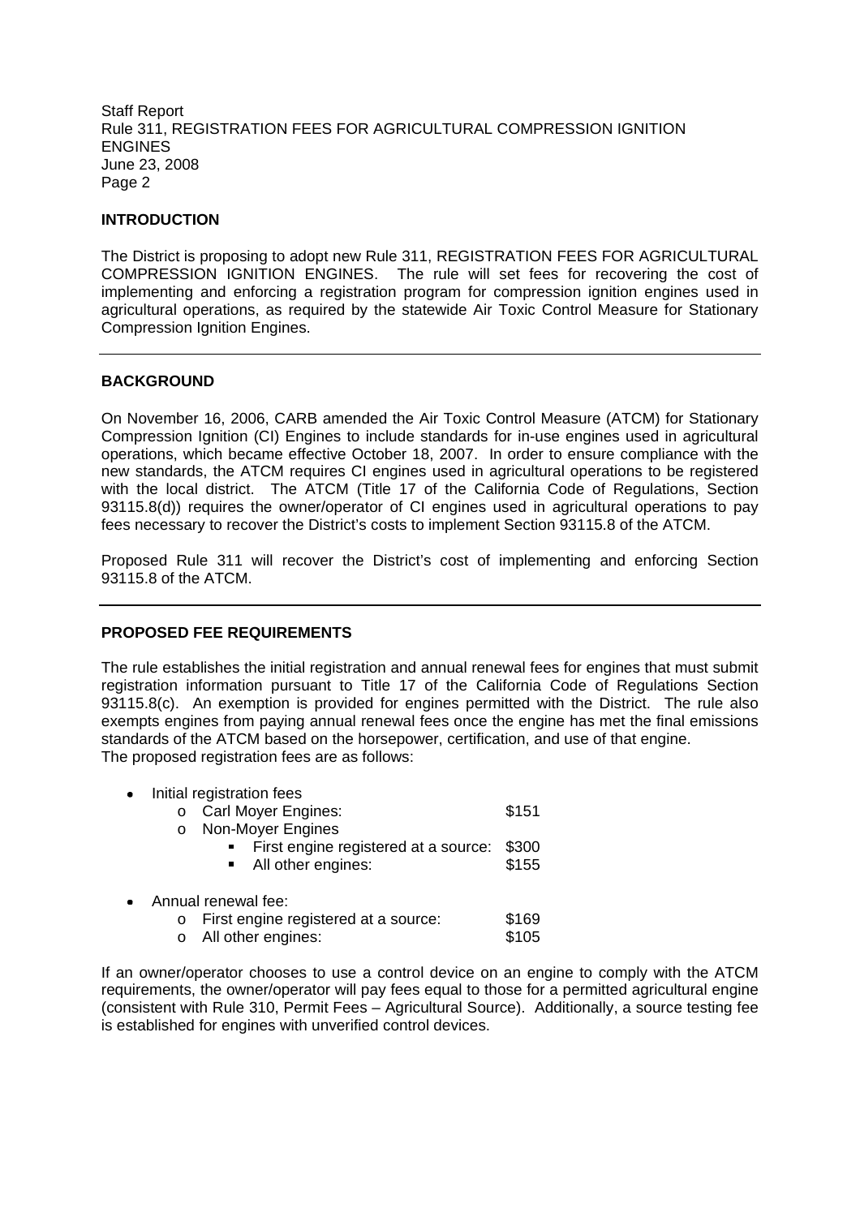## INTRODUCTION

The District is proposing to adopt new Rule 311, REGISTRATION FEES FOR AGRICULTURAL COMPRESSION IGNITION ENGINES. The rule will set fees for recovering the cost of implementing and enforcing a registration program for compression ignition engines used in agricultural operations, as required by the statewide Air Toxic Control Measure for Stationary Compression Ignition Engines.

---

## BACKGROUND

On November 16, 2006, CARB amended the Air Toxic Control Measure (ATCM) for Stationary Compression Ignition (CI) Engines to include standards for in-use engines used in agricultural operations, which became effective October 18, 2007. In order to ensure compliance with the new standards, the ATCM requires CI engines used in agricultural operations to be registered with the local district. The ATCM (Title 17 of the California Code of Regulations, Section 93115.8(d)) requires the owner/operator of CI engines used in agricultural operations to pay fees necessary to recover the District's costs to implement Section 93115.8 of the ATCM.

Proposed Rule 311 will recover the District's cost of implementing and enforcing Section 93115.8 of the ATCM.

---

## PROPOSED FEE REQUIREMENTS

The rule establishes the initial registration and annual renewal fees for engines that must submit registration information pursuant to Title 17 of the California Code of Regulations Section 93115.8(c). An exemption is provided for engines permitted with the District. The rule also exempts engines from paying annual renewal fees once the engine has met the final emissions standards of the ATCM based on the horsepower, certification, and use of that engine. The proposed registration fees are as follows:

- Initial registration fees
  - Carl Moyer Engines: $151
  - Non-Moyer Engines
    - First engine registered at a source: $300
    - All other engines: $155
- Annual renewal fee:
  - First engine registered at a source: $169
  - All other engines: $105

If an owner/operator chooses to use a control device on an engine to comply with the ATCM requirements, the owner/operator will pay fees equal to those for a permitted agricultural engine (consistent with Rule 310, Permit Fees – Agricultural Source). Additionally, a source testing fee is established for engines with unverified control devices.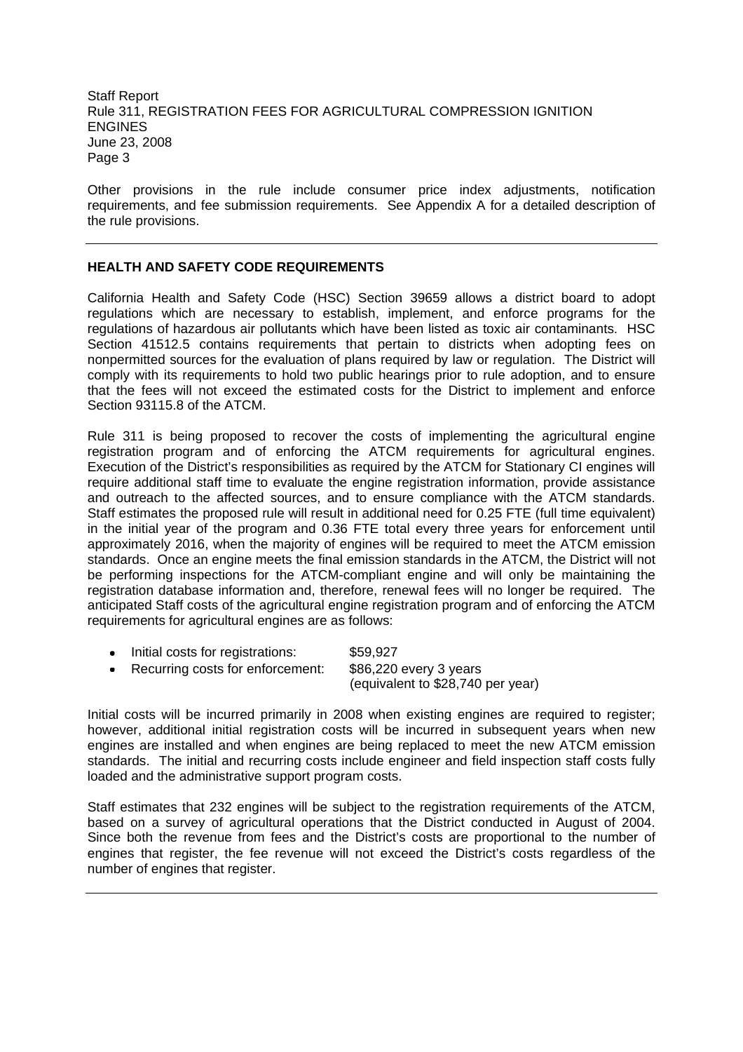Other provisions in the rule include consumer price index adjustments, notification requirements, and fee submission requirements. See Appendix A for a detailed description of the rule provisions.

---

## HEALTH AND SAFETY CODE REQUIREMENTS

California Health and Safety Code (HSC) Section 39659 allows a district board to adopt regulations which are necessary to establish, implement, and enforce programs for the regulations of hazardous air pollutants which have been listed as toxic air contaminants. HSC Section 41512.5 contains requirements that pertain to districts when adopting fees on nonpermitted sources for the evaluation of plans required by law or regulation. The District will comply with its requirements to hold two public hearings prior to rule adoption, and to ensure that the fees will not exceed the estimated costs for the District to implement and enforce Section 93115.8 of the ATCM.

Rule 311 is being proposed to recover the costs of implementing the agricultural engine registration program and of enforcing the ATCM requirements for agricultural engines. Execution of the District's responsibilities as required by the ATCM for Stationary CI engines will require additional staff time to evaluate the engine registration information, provide assistance and outreach to the affected sources, and to ensure compliance with the ATCM standards. Staff estimates the proposed rule will result in additional need for 0.25 FTE (full time equivalent) in the initial year of the program and 0.36 FTE total every three years for enforcement until approximately 2016, when the majority of engines will be required to meet the ATCM emission standards. Once an engine meets the final emission standards in the ATCM, the District will not be performing inspections for the ATCM-compliant engine and will only be maintaining the registration database information and, therefore, renewal fees will no longer be required. The anticipated Staff costs of the agricultural engine registration program and of enforcing the ATCM requirements for agricultural engines are as follows:

- Initial costs for registrations: $59,927
- Recurring costs for enforcement: $86,220 every 3 years (equivalent to $28,740 per year)

Initial costs will be incurred primarily in 2008 when existing engines are required to register; however, additional initial registration costs will be incurred in subsequent years when new engines are installed and when engines are being replaced to meet the new ATCM emission standards. The initial and recurring costs include engineer and field inspection staff costs fully loaded and the administrative support program costs.

Staff estimates that 232 engines will be subject to the registration requirements of the ATCM, based on a survey of agricultural operations that the District conducted in August of 2004. Since both the revenue from fees and the District's costs are proportional to the number of engines that register, the fee revenue will not exceed the District's costs regardless of the number of engines that register.

---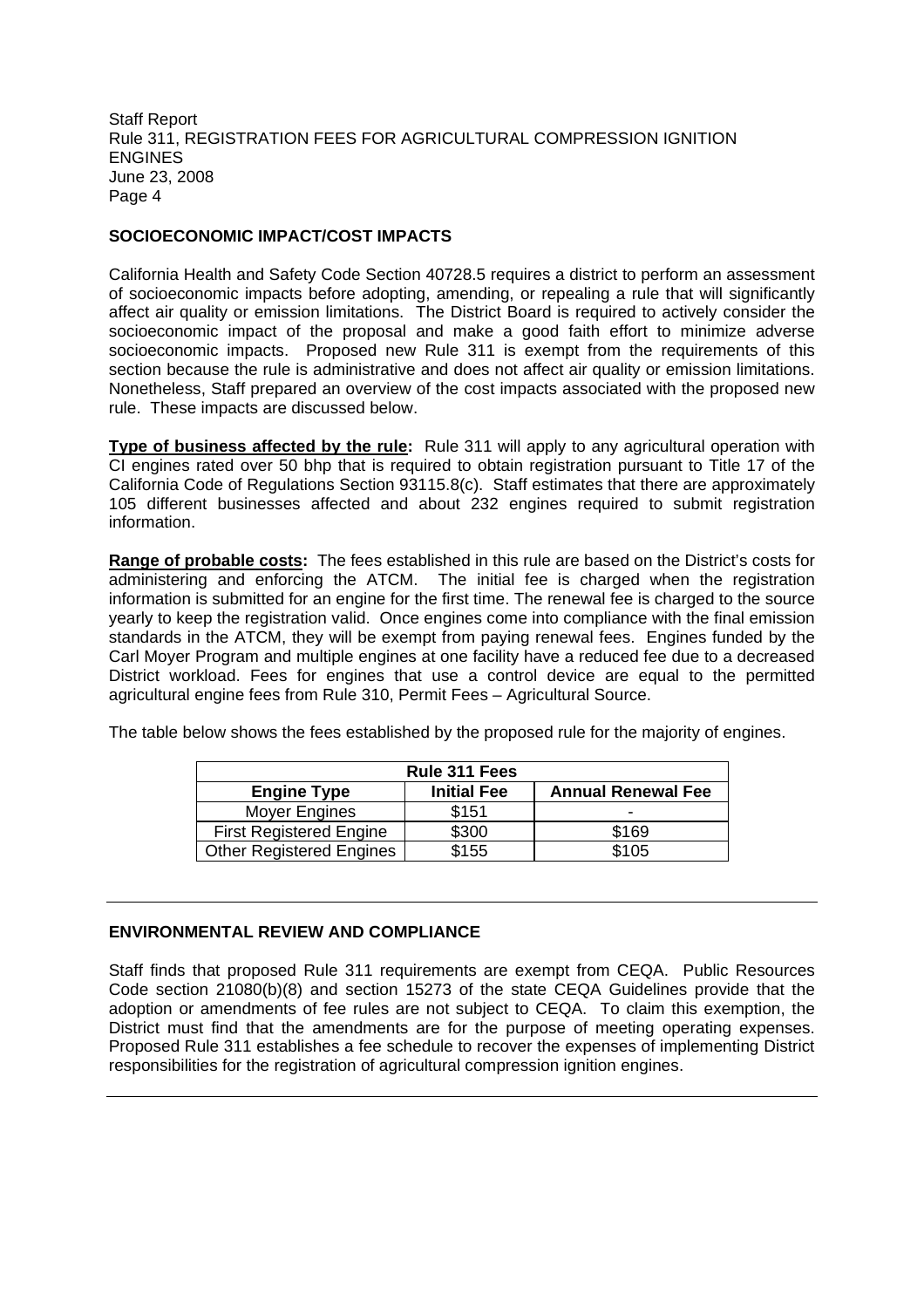## SOCIOECONOMIC IMPACT/COST IMPACTS

California Health and Safety Code Section 40728.5 requires a district to perform an assessment of socioeconomic impacts before adopting, amending, or repealing a rule that will significantly affect air quality or emission limitations. The District Board is required to actively consider the socioeconomic impact of the proposal and make a good faith effort to minimize adverse socioeconomic impacts. Proposed new Rule 311 is exempt from the requirements of this section because the rule is administrative and does not affect air quality or emission limitations. Nonetheless, Staff prepared an overview of the cost impacts associated with the proposed new rule. These impacts are discussed below.

**Type of business affected by the rule:** Rule 311 will apply to any agricultural operation with CI engines rated over 50 bhp that is required to obtain registration pursuant to Title 17 of the California Code of Regulations Section 93115.8(c). Staff estimates that there are approximately 105 different businesses affected and about 232 engines required to submit registration information.

**Range of probable costs:** The fees established in this rule are based on the District's costs for administering and enforcing the ATCM. The initial fee is charged when the registration information is submitted for an engine for the first time. The renewal fee is charged to the source yearly to keep the registration valid. Once engines come into compliance with the final emission standards in the ATCM, they will be exempt from paying renewal fees. Engines funded by the Carl Moyer Program and multiple engines at one facility have a reduced fee due to a decreased District workload. Fees for engines that use a control device are equal to the permitted agricultural engine fees from Rule 310, Permit Fees – Agricultural Source.

The table below shows the fees established by the proposed rule for the majority of engines.

| Rule 311 Fees | | |
|---|---|---|
| **Engine Type** | **Initial Fee** | **Annual Renewal Fee** |
| Moyer Engines | $151 | - |
| First Registered Engine | $300 | $169 |
| Other Registered Engines | $155 | $105 |

---

## ENVIRONMENTAL REVIEW AND COMPLIANCE

Staff finds that proposed Rule 311 requirements are exempt from CEQA. Public Resources Code section 21080(b)(8) and section 15273 of the state CEQA Guidelines provide that the adoption or amendments of fee rules are not subject to CEQA. To claim this exemption, the District must find that the amendments are for the purpose of meeting operating expenses. Proposed Rule 311 establishes a fee schedule to recover the expenses of implementing District responsibilities for the registration of agricultural compression ignition engines.

---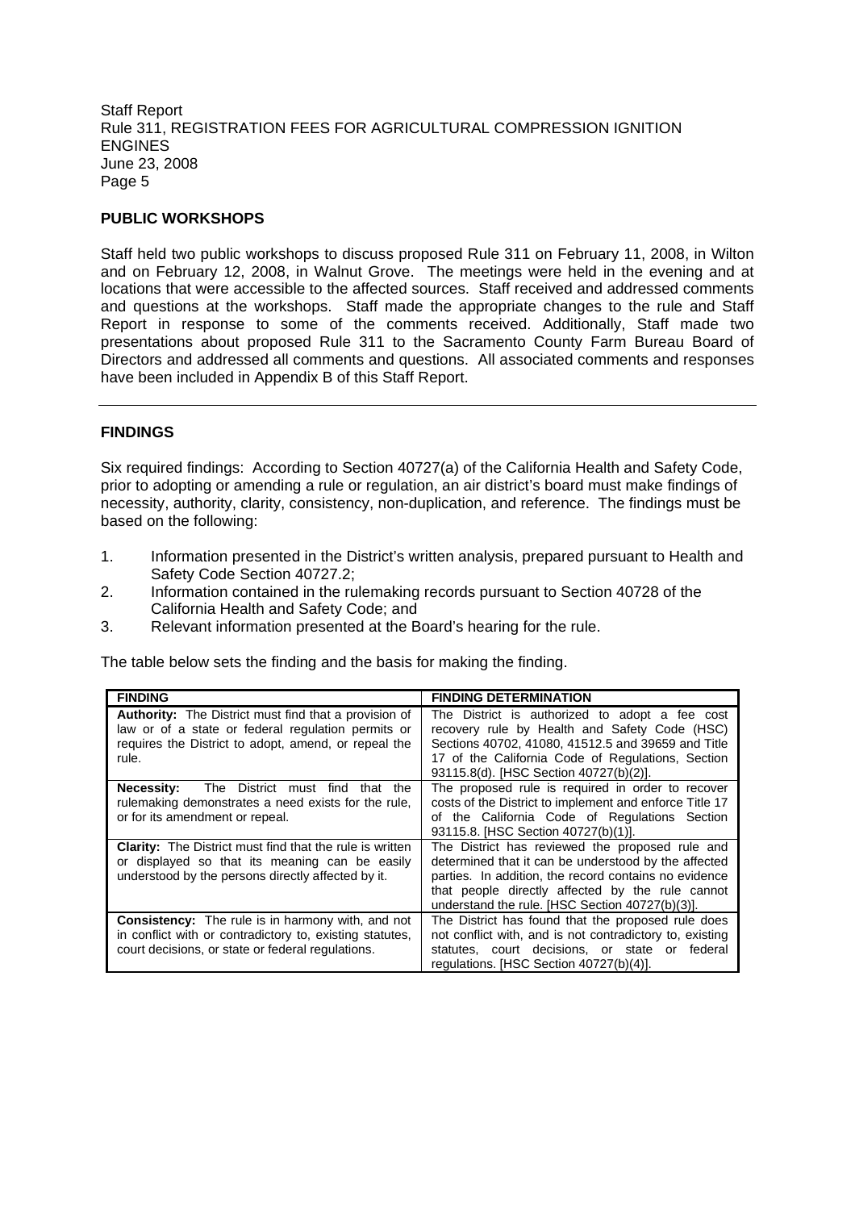## PUBLIC WORKSHOPS

Staff held two public workshops to discuss proposed Rule 311 on February 11, 2008, in Wilton and on February 12, 2008, in Walnut Grove. The meetings were held in the evening and at locations that were accessible to the affected sources. Staff received and addressed comments and questions at the workshops. Staff made the appropriate changes to the rule and Staff Report in response to some of the comments received. Additionally, Staff made two presentations about proposed Rule 311 to the Sacramento County Farm Bureau Board of Directors and addressed all comments and questions. All associated comments and responses have been included in Appendix B of this Staff Report.

---

## FINDINGS

Six required findings: According to Section 40727(a) of the California Health and Safety Code, prior to adopting or amending a rule or regulation, an air district's board must make findings of necessity, authority, clarity, consistency, non-duplication, and reference. The findings must be based on the following:

1. Information presented in the District's written analysis, prepared pursuant to Health and Safety Code Section 40727.2;
2. Information contained in the rulemaking records pursuant to Section 40728 of the California Health and Safety Code; and
3. Relevant information presented at the Board's hearing for the rule.

The table below sets the finding and the basis for making the finding.

| FINDING | FINDING DETERMINATION |
|---|---|
| **Authority:** The District must find that a provision of law or of a state or federal regulation permits or requires the District to adopt, amend, or repeal the rule. | The District is authorized to adopt a fee cost recovery rule by Health and Safety Code (HSC) Sections 40702, 41080, 41512.5 and 39659 and Title 17 of the California Code of Regulations, Section 93115.8(d). [HSC Section 40727(b)(2)]. |
| **Necessity:** The District must find that the rulemaking demonstrates a need exists for the rule, or for its amendment or repeal. | The proposed rule is required in order to recover costs of the District to implement and enforce Title 17 of the California Code of Regulations Section 93115.8. [HSC Section 40727(b)(1)]. |
| **Clarity:** The District must find that the rule is written or displayed so that its meaning can be easily understood by the persons directly affected by it. | The District has reviewed the proposed rule and determined that it can be understood by the affected parties. In addition, the record contains no evidence that people directly affected by the rule cannot understand the rule. [HSC Section 40727(b)(3)]. |
| **Consistency:** The rule is in harmony with, and not in conflict with or contradictory to, existing statutes, court decisions, or state or federal regulations. | The District has found that the proposed rule does not conflict with, and is not contradictory to, existing statutes, court decisions, or state or federal regulations. [HSC Section 40727(b)(4)]. |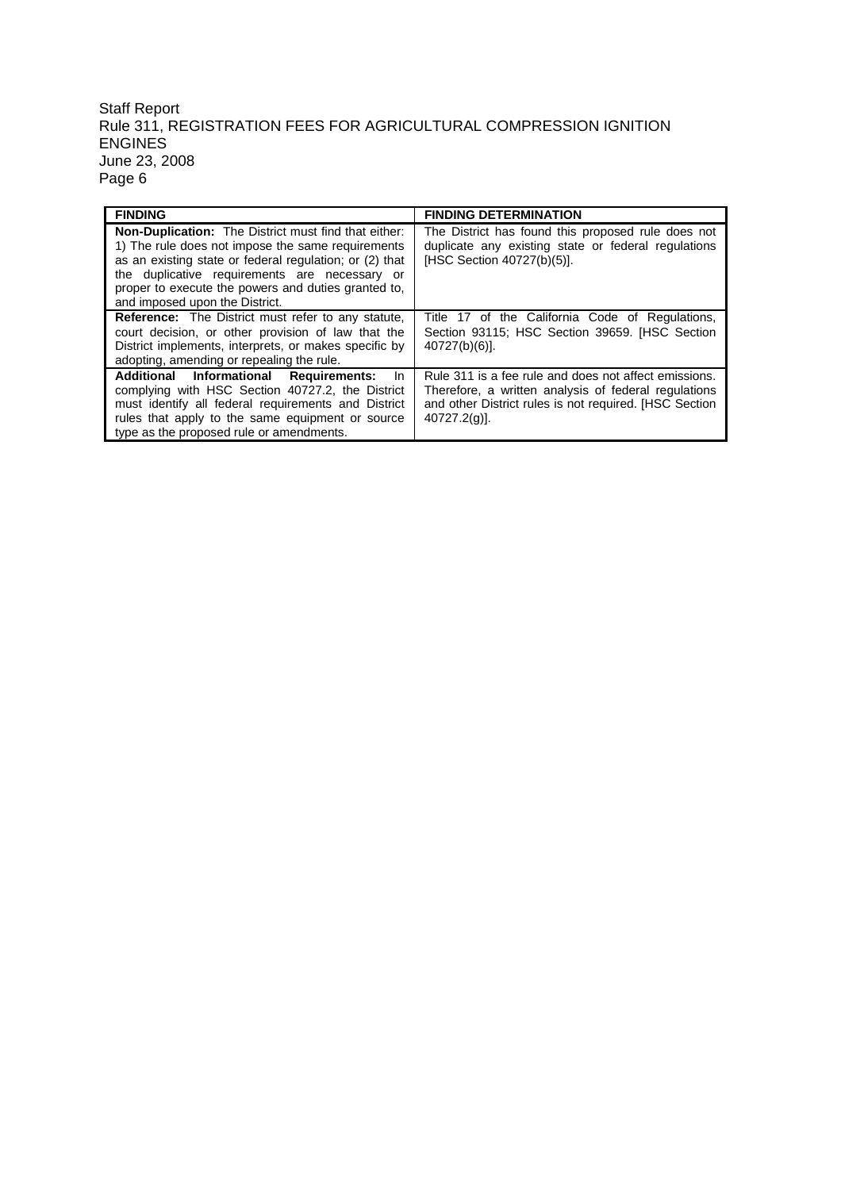| FINDING | FINDING DETERMINATION |
|---|---|
| **Non-Duplication:** The District must find that either: 1) The rule does not impose the same requirements as an existing state or federal regulation; or (2) that the duplicative requirements are necessary or proper to execute the powers and duties granted to, and imposed upon the District. | The District has found this proposed rule does not duplicate any existing state or federal regulations [HSC Section 40727(b)(5)]. |
| **Reference:** The District must refer to any statute, court decision, or other provision of law that the District implements, interprets, or makes specific by adopting, amending or repealing the rule. | Title 17 of the California Code of Regulations, Section 93115; HSC Section 39659. [HSC Section 40727(b)(6)]. |
| **Additional Informational Requirements:** In complying with HSC Section 40727.2, the District must identify all federal requirements and District rules that apply to the same equipment or source type as the proposed rule or amendments. | Rule 311 is a fee rule and does not affect emissions. Therefore, a written analysis of federal regulations and other District rules is not required. [HSC Section 40727.2(g)]. |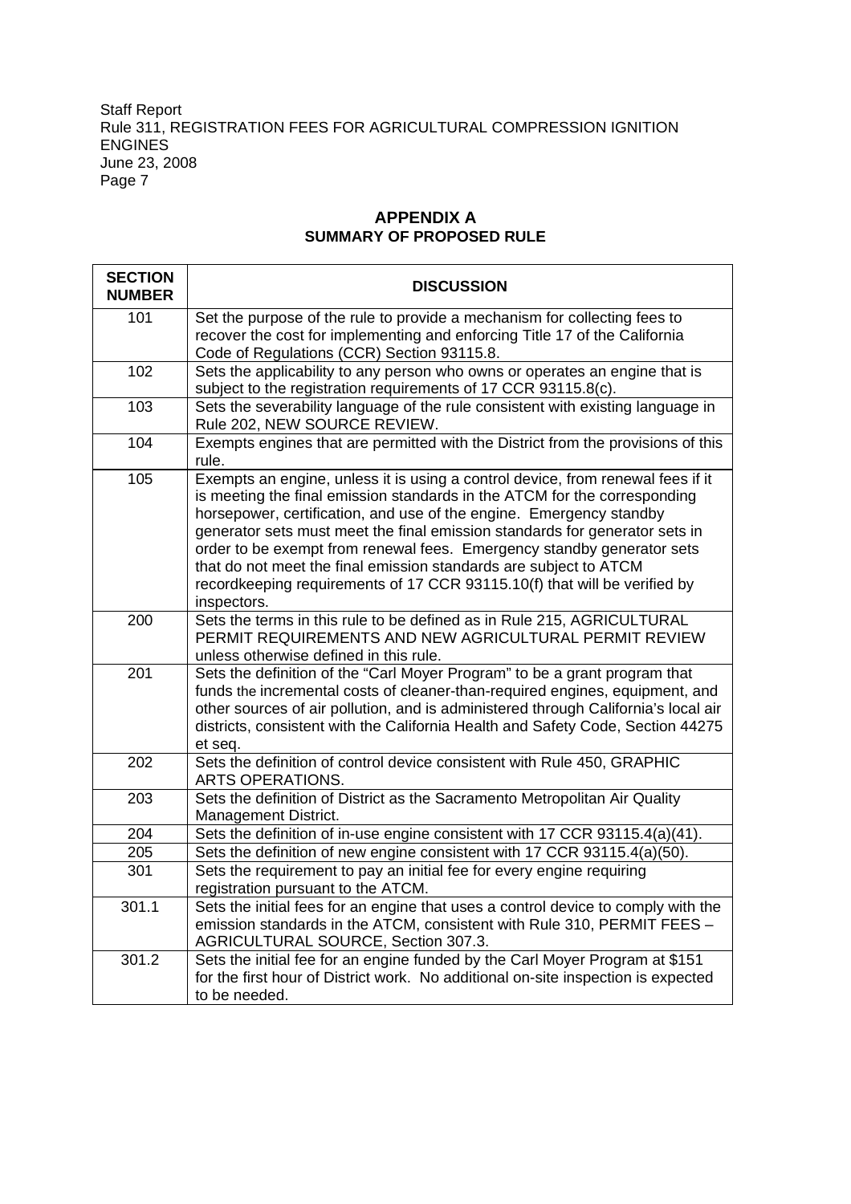## APPENDIX A
## SUMMARY OF PROPOSED RULE

| SECTION NUMBER | DISCUSSION |
|---|---|
| 101 | Set the purpose of the rule to provide a mechanism for collecting fees to recover the cost for implementing and enforcing Title 17 of the California Code of Regulations (CCR) Section 93115.8. |
| 102 | Sets the applicability to any person who owns or operates an engine that is subject to the registration requirements of 17 CCR 93115.8(c). |
| 103 | Sets the severability language of the rule consistent with existing language in Rule 202, NEW SOURCE REVIEW. |
| 104 | Exempts engines that are permitted with the District from the provisions of this rule. |
| 105 | Exempts an engine, unless it is using a control device, from renewal fees if it is meeting the final emission standards in the ATCM for the corresponding horsepower, certification, and use of the engine. Emergency standby generator sets must meet the final emission standards for generator sets in order to be exempt from renewal fees. Emergency standby generator sets that do not meet the final emission standards are subject to ATCM recordkeeping requirements of 17 CCR 93115.10(f) that will be verified by inspectors. |
| 200 | Sets the terms in this rule to be defined as in Rule 215, AGRICULTURAL PERMIT REQUIREMENTS AND NEW AGRICULTURAL PERMIT REVIEW unless otherwise defined in this rule. |
| 201 | Sets the definition of the "Carl Moyer Program" to be a grant program that funds the incremental costs of cleaner-than-required engines, equipment, and other sources of air pollution, and is administered through California's local air districts, consistent with the California Health and Safety Code, Section 44275 et seq. |
| 202 | Sets the definition of control device consistent with Rule 450, GRAPHIC ARTS OPERATIONS. |
| 203 | Sets the definition of District as the Sacramento Metropolitan Air Quality Management District. |
| 204 | Sets the definition of in-use engine consistent with 17 CCR 93115.4(a)(41). |
| 205 | Sets the definition of new engine consistent with 17 CCR 93115.4(a)(50). |
| 301 | Sets the requirement to pay an initial fee for every engine requiring registration pursuant to the ATCM. |
| 301.1 | Sets the initial fees for an engine that uses a control device to comply with the emission standards in the ATCM, consistent with Rule 310, PERMIT FEES – AGRICULTURAL SOURCE, Section 307.3. |
| 301.2 | Sets the initial fee for an engine funded by the Carl Moyer Program at $151 for the first hour of District work. No additional on-site inspection is expected to be needed. |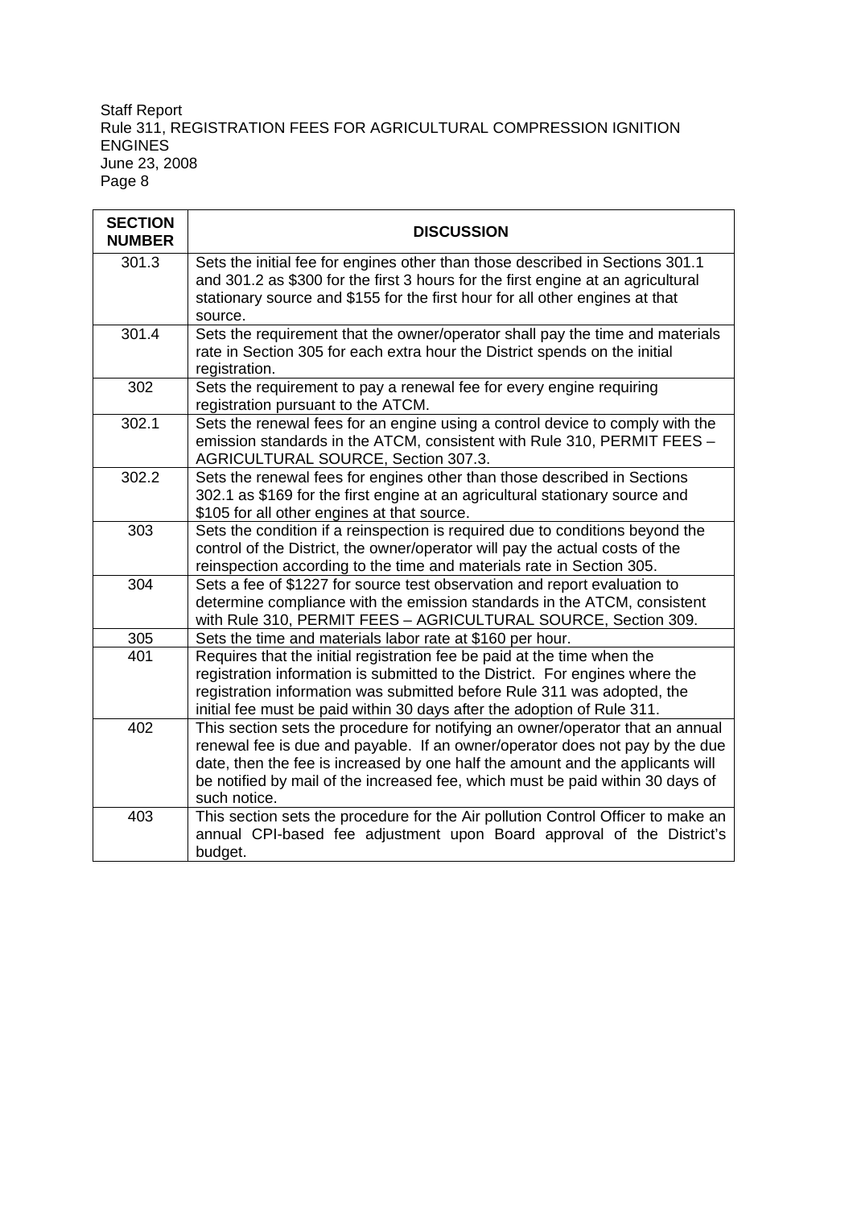| SECTION NUMBER | DISCUSSION |
|---|---|
| 301.3 | Sets the initial fee for engines other than those described in Sections 301.1 and 301.2 as $300 for the first 3 hours for the first engine at an agricultural stationary source and $155 for the first hour for all other engines at that source. |
| 301.4 | Sets the requirement that the owner/operator shall pay the time and materials rate in Section 305 for each extra hour the District spends on the initial registration. |
| 302 | Sets the requirement to pay a renewal fee for every engine requiring registration pursuant to the ATCM. |
| 302.1 | Sets the renewal fees for an engine using a control device to comply with the emission standards in the ATCM, consistent with Rule 310, PERMIT FEES – AGRICULTURAL SOURCE, Section 307.3. |
| 302.2 | Sets the renewal fees for engines other than those described in Sections 302.1 as $169 for the first engine at an agricultural stationary source and $105 for all other engines at that source. |
| 303 | Sets the condition if a reinspection is required due to conditions beyond the control of the District, the owner/operator will pay the actual costs of the reinspection according to the time and materials rate in Section 305. |
| 304 | Sets a fee of $1227 for source test observation and report evaluation to determine compliance with the emission standards in the ATCM, consistent with Rule 310, PERMIT FEES – AGRICULTURAL SOURCE, Section 309. |
| 305 | Sets the time and materials labor rate at $160 per hour. |
| 401 | Requires that the initial registration fee be paid at the time when the registration information is submitted to the District. For engines where the registration information was submitted before Rule 311 was adopted, the initial fee must be paid within 30 days after the adoption of Rule 311. |
| 402 | This section sets the procedure for notifying an owner/operator that an annual renewal fee is due and payable. If an owner/operator does not pay by the due date, then the fee is increased by one half the amount and the applicants will be notified by mail of the increased fee, which must be paid within 30 days of such notice. |
| 403 | This section sets the procedure for the Air pollution Control Officer to make an annual CPI-based fee adjustment upon Board approval of the District's budget. |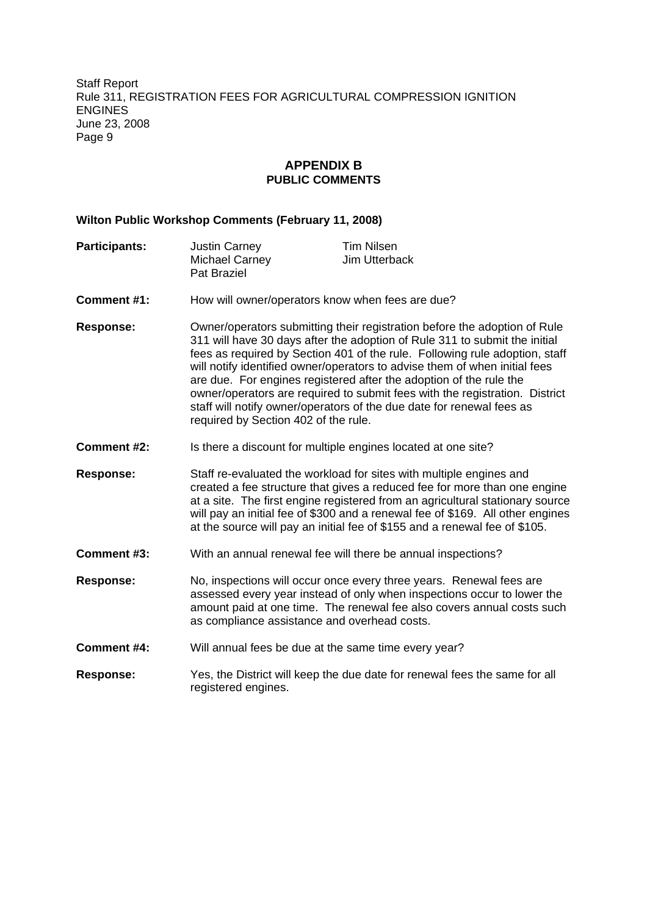## APPENDIX B
## PUBLIC COMMENTS

**Wilton Public Workshop Comments (February 11, 2008)**

**Participants:** Justin Carney, Michael Carney, Pat Braziel, Tim Nilsen, Jim Utterback

**Comment #1:** How will owner/operators know when fees are due?

**Response:** Owner/operators submitting their registration before the adoption of Rule 311 will have 30 days after the adoption of Rule 311 to submit the initial fees as required by Section 401 of the rule. Following rule adoption, staff will notify identified owner/operators to advise them of when initial fees are due. For engines registered after the adoption of the rule the owner/operators are required to submit fees with the registration. District staff will notify owner/operators of the due date for renewal fees as required by Section 402 of the rule.

**Comment #2:** Is there a discount for multiple engines located at one site?

**Response:** Staff re-evaluated the workload for sites with multiple engines and created a fee structure that gives a reduced fee for more than one engine at a site. The first engine registered from an agricultural stationary source will pay an initial fee of $300 and a renewal fee of $169. All other engines at the source will pay an initial fee of $155 and a renewal fee of $105.

**Comment #3:** With an annual renewal fee will there be annual inspections?

**Response:** No, inspections will occur once every three years. Renewal fees are assessed every year instead of only when inspections occur to lower the amount paid at one time. The renewal fee also covers annual costs such as compliance assistance and overhead costs.

**Comment #4:** Will annual fees be due at the same time every year?

**Response:** Yes, the District will keep the due date for renewal fees the same for all registered engines.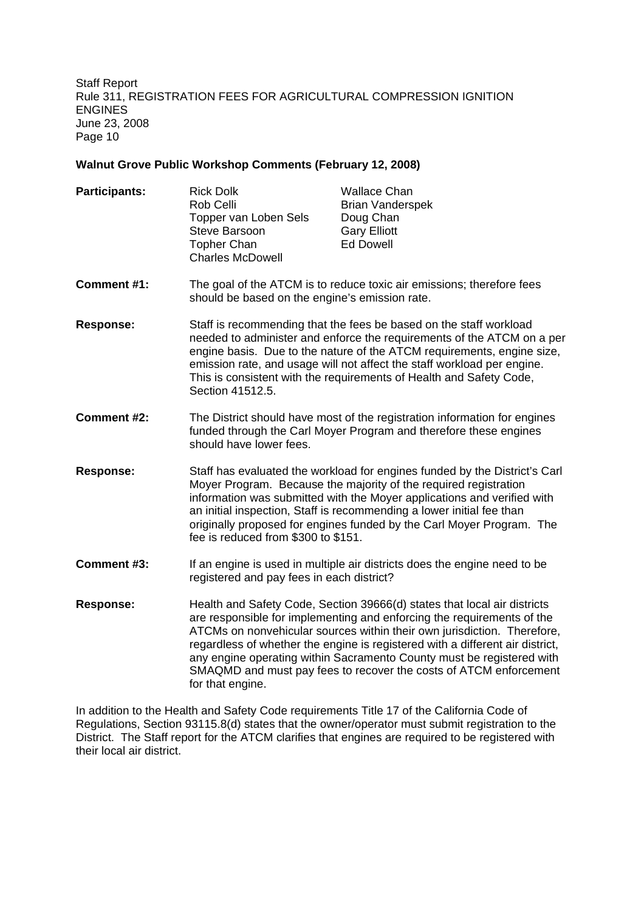**Walnut Grove Public Workshop Comments (February 12, 2008)**

**Participants:**

| | |
|---|---|
| Rick Dolk | Wallace Chan |
| Rob Celli | Brian Vanderspek |
| Topper van Loben Sels | Doug Chan |
| Steve Barsoon | Gary Elliott |
| Topher Chan | Ed Dowell |
| Charles McDowell | |

**Comment #1:** The goal of the ATCM is to reduce toxic air emissions; therefore fees should be based on the engine's emission rate.

**Response:** Staff is recommending that the fees be based on the staff workload needed to administer and enforce the requirements of the ATCM on a per engine basis. Due to the nature of the ATCM requirements, engine size, emission rate, and usage will not affect the staff workload per engine. This is consistent with the requirements of Health and Safety Code, Section 41512.5.

**Comment #2:** The District should have most of the registration information for engines funded through the Carl Moyer Program and therefore these engines should have lower fees.

**Response:** Staff has evaluated the workload for engines funded by the District's Carl Moyer Program. Because the majority of the required registration information was submitted with the Moyer applications and verified with an initial inspection, Staff is recommending a lower initial fee than originally proposed for engines funded by the Carl Moyer Program. The fee is reduced from $300 to $151.

**Comment #3:** If an engine is used in multiple air districts does the engine need to be registered and pay fees in each district?

**Response:** Health and Safety Code, Section 39666(d) states that local air districts are responsible for implementing and enforcing the requirements of the ATCMs on nonvehicular sources within their own jurisdiction. Therefore, regardless of whether the engine is registered with a different air district, any engine operating within Sacramento County must be registered with SMAQMD and must pay fees to recover the costs of ATCM enforcement for that engine.

In addition to the Health and Safety Code requirements Title 17 of the California Code of Regulations, Section 93115.8(d) states that the owner/operator must submit registration to the District. The Staff report for the ATCM clarifies that engines are required to be registered with their local air district.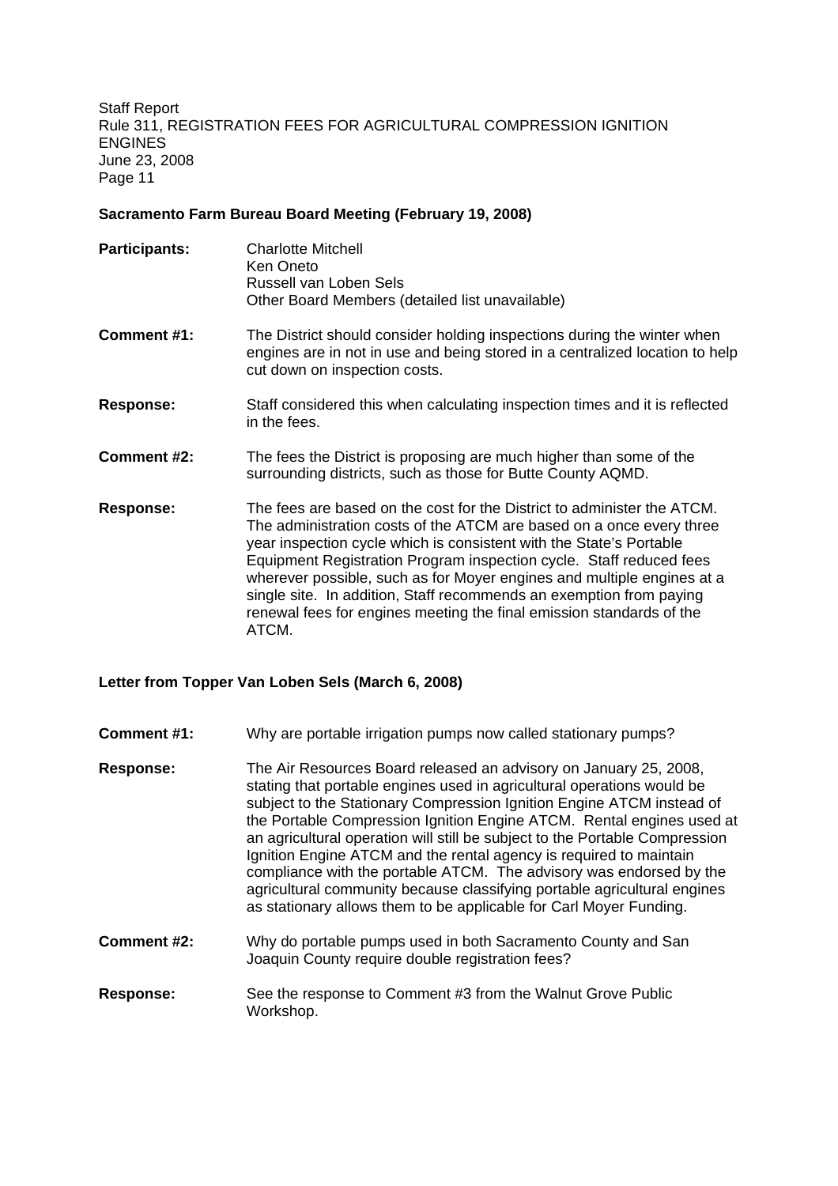### Sacramento Farm Bureau Board Meeting (February 19, 2008)

**Participants:** Charlotte Mitchell
Ken Oneto
Russell van Loben Sels
Other Board Members (detailed list unavailable)

**Comment #1:** The District should consider holding inspections during the winter when engines are in not in use and being stored in a centralized location to help cut down on inspection costs.

**Response:** Staff considered this when calculating inspection times and it is reflected in the fees.

**Comment #2:** The fees the District is proposing are much higher than some of the surrounding districts, such as those for Butte County AQMD.

**Response:** The fees are based on the cost for the District to administer the ATCM. The administration costs of the ATCM are based on a once every three year inspection cycle which is consistent with the State's Portable Equipment Registration Program inspection cycle. Staff reduced fees wherever possible, such as for Moyer engines and multiple engines at a single site. In addition, Staff recommends an exemption from paying renewal fees for engines meeting the final emission standards of the ATCM.

### Letter from Topper Van Loben Sels (March 6, 2008)

**Comment #1:** Why are portable irrigation pumps now called stationary pumps?

**Response:** The Air Resources Board released an advisory on January 25, 2008, stating that portable engines used in agricultural operations would be subject to the Stationary Compression Ignition Engine ATCM instead of the Portable Compression Ignition Engine ATCM. Rental engines used at an agricultural operation will still be subject to the Portable Compression Ignition Engine ATCM and the rental agency is required to maintain compliance with the portable ATCM. The advisory was endorsed by the agricultural community because classifying portable agricultural engines as stationary allows them to be applicable for Carl Moyer Funding.

**Comment #2:** Why do portable pumps used in both Sacramento County and San Joaquin County require double registration fees?

**Response:** See the response to Comment #3 from the Walnut Grove Public Workshop.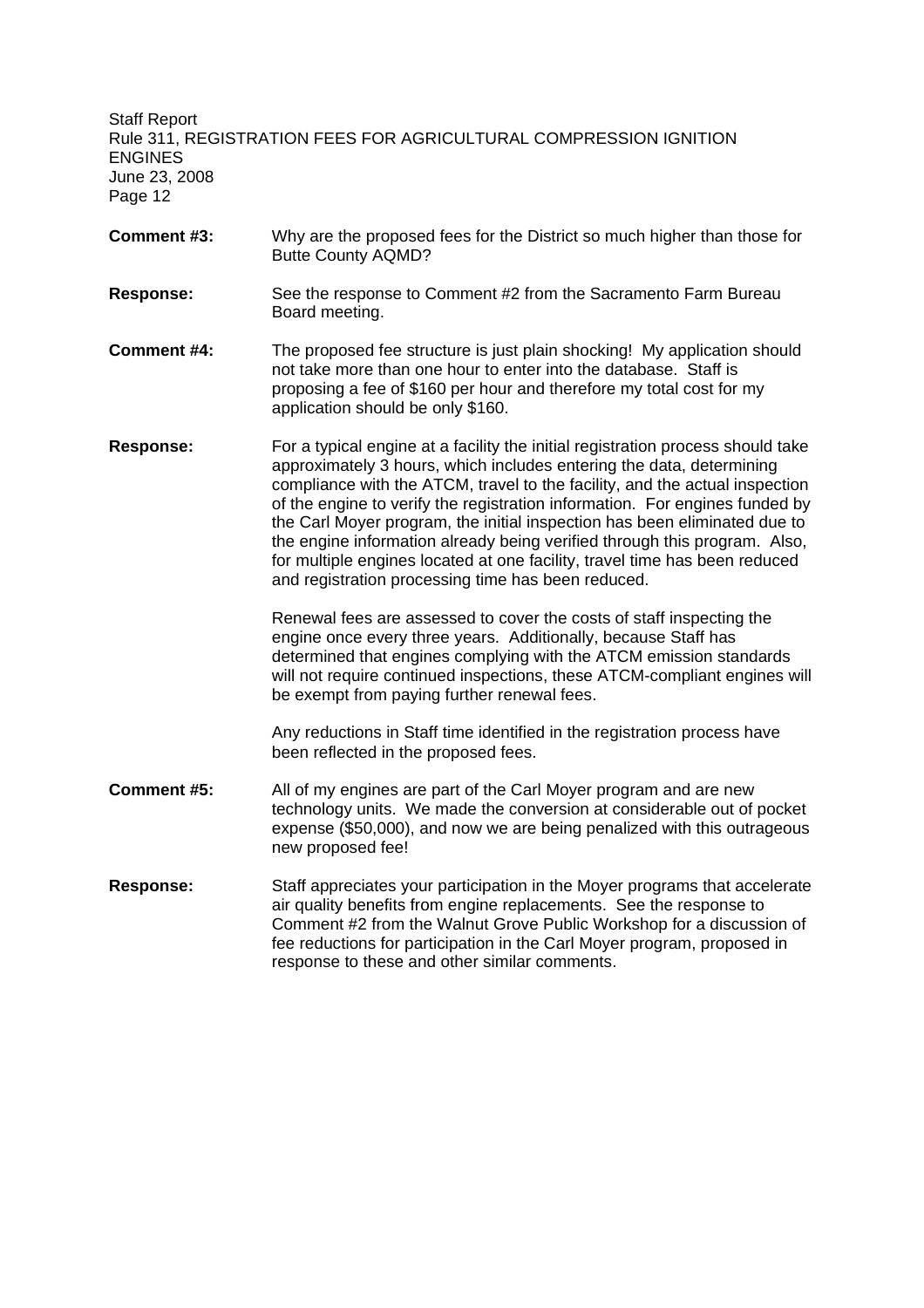**Comment #3:** Why are the proposed fees for the District so much higher than those for Butte County AQMD?

**Response:** See the response to Comment #2 from the Sacramento Farm Bureau Board meeting.

**Comment #4:** The proposed fee structure is just plain shocking! My application should not take more than one hour to enter into the database. Staff is proposing a fee of $160 per hour and therefore my total cost for my application should be only $160.

**Response:** For a typical engine at a facility the initial registration process should take approximately 3 hours, which includes entering the data, determining compliance with the ATCM, travel to the facility, and the actual inspection of the engine to verify the registration information. For engines funded by the Carl Moyer program, the initial inspection has been eliminated due to the engine information already being verified through this program. Also, for multiple engines located at one facility, travel time has been reduced and registration processing time has been reduced.

Renewal fees are assessed to cover the costs of staff inspecting the engine once every three years. Additionally, because Staff has determined that engines complying with the ATCM emission standards will not require continued inspections, these ATCM-compliant engines will be exempt from paying further renewal fees.

Any reductions in Staff time identified in the registration process have been reflected in the proposed fees.

**Comment #5:** All of my engines are part of the Carl Moyer program and are new technology units. We made the conversion at considerable out of pocket expense ($50,000), and now we are being penalized with this outrageous new proposed fee!

**Response:** Staff appreciates your participation in the Moyer programs that accelerate air quality benefits from engine replacements. See the response to Comment #2 from the Walnut Grove Public Workshop for a discussion of fee reductions for participation in the Carl Moyer program, proposed in response to these and other similar comments.